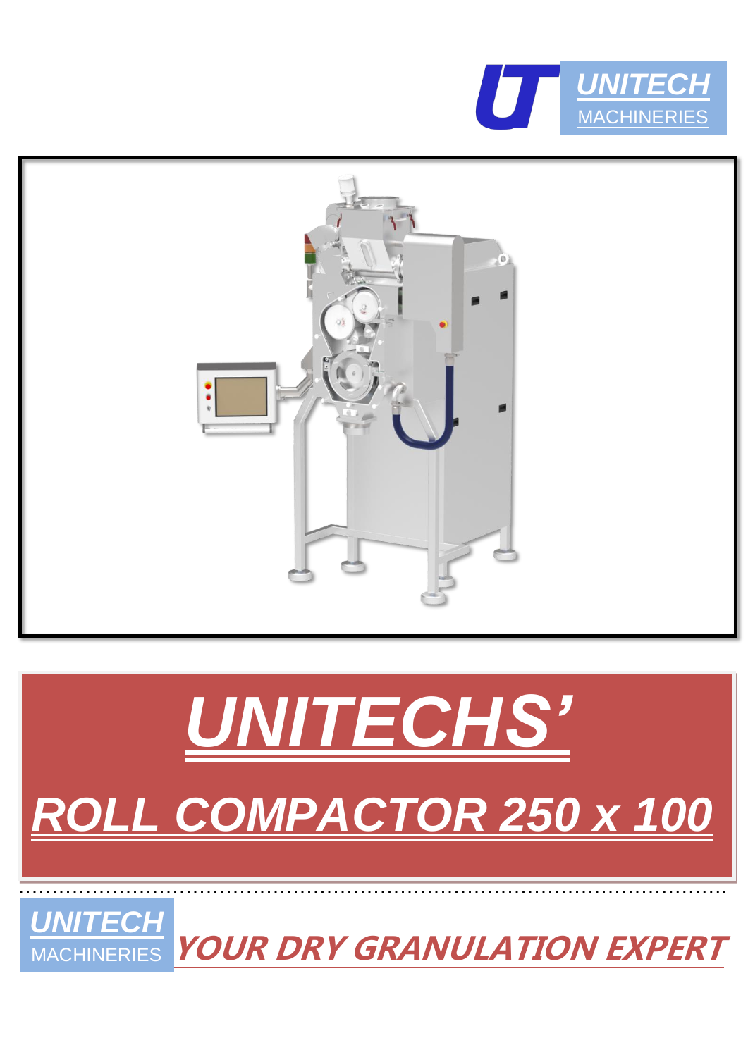UNITECH
MACHINERIES

# UNITECHS'

## ROLL COMPACTOR 250 x 100

UNITECH
MACHINERIES

**YOUR DRY GRANULATION EXPERT**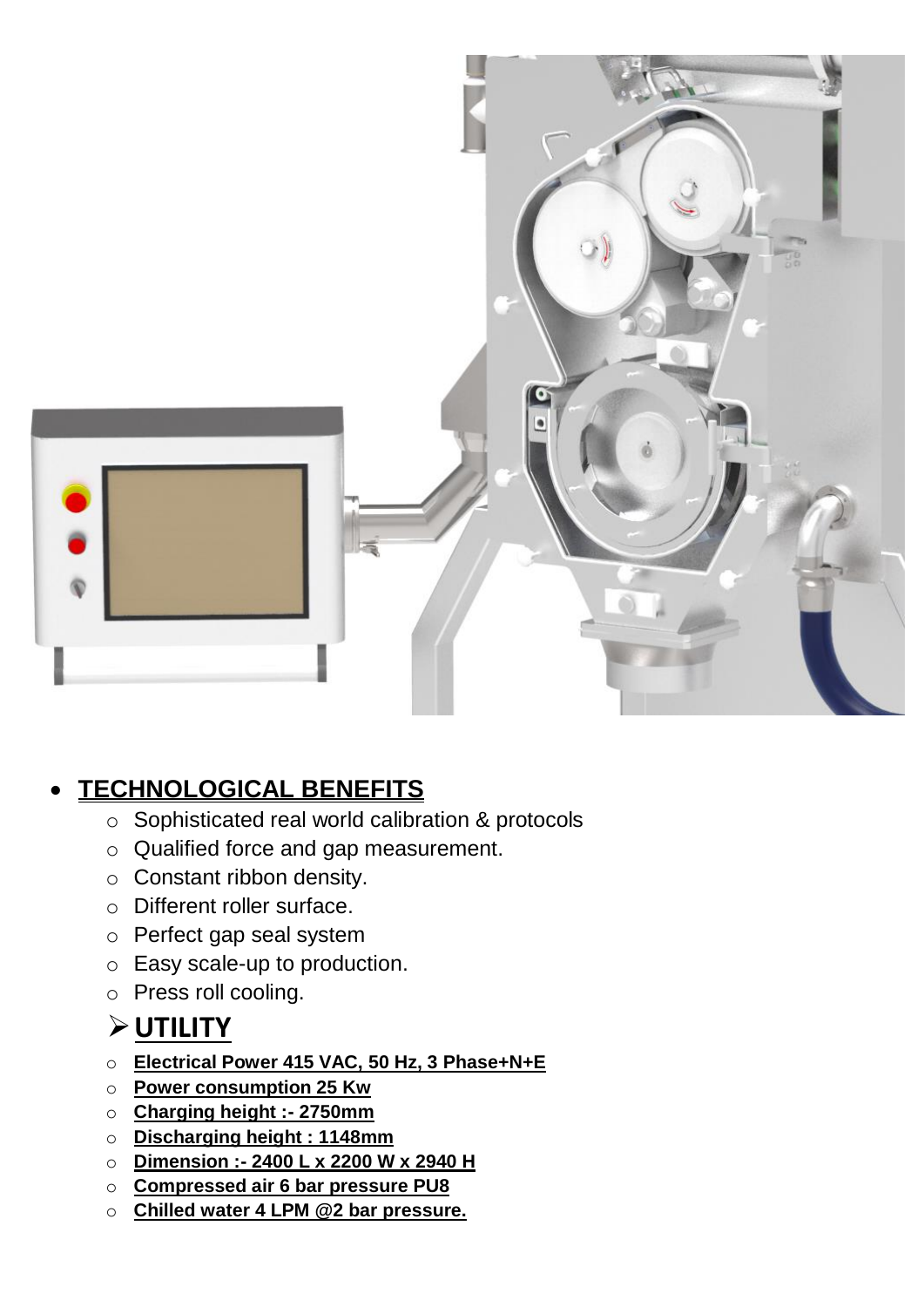- **TECHNOLOGICAL BENEFITS**
  - Sophisticated real world calibration & protocols
  - Qualified force and gap measurement.
  - Constant ribbon density.
  - Different roller surface.
  - Perfect gap seal system
  - Easy scale-up to production.
  - Press roll cooling.

## ➢ UTILITY

- **Electrical Power 415 VAC, 50 Hz, 3 Phase+N+E**
- **Power consumption 25 Kw**
- **Charging height :- 2750mm**
- **Discharging height : 1148mm**
- **Dimension :- 2400 L x 2200 W x 2940 H**
- **Compressed air 6 bar pressure PU8**
- **Chilled water 4 LPM @2 bar pressure.**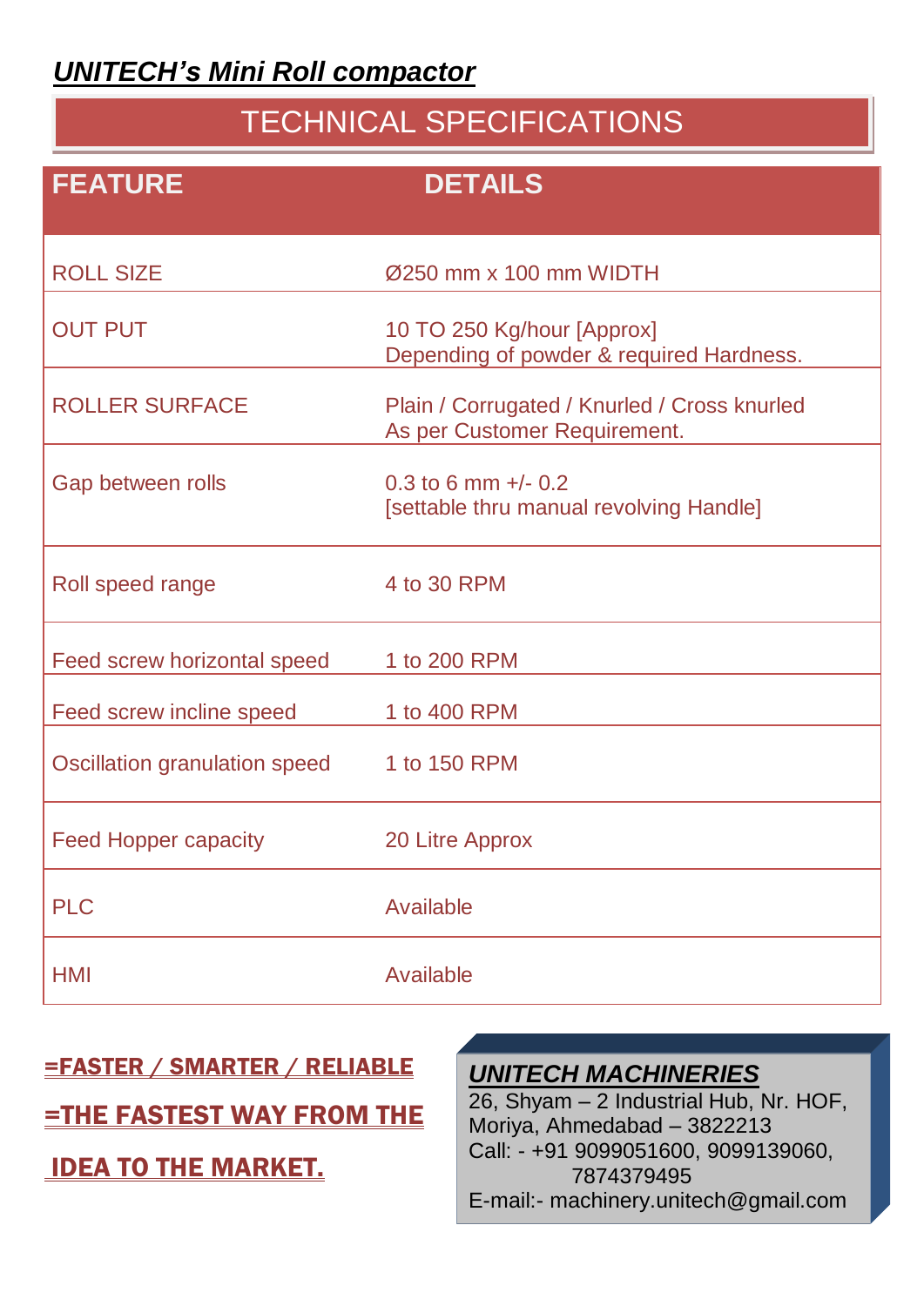***UNITECH's Mini Roll compactor***

## TECHNICAL SPECIFICATIONS

| FEATURE | DETAILS |
|---|---|
| ROLL SIZE | Ø250 mm x 100 mm WIDTH |
| OUT PUT | 10 TO 250 Kg/hour [Approx]<br>Depending of powder & required Hardness. |
| ROLLER SURFACE | Plain / Corrugated / Knurled / Cross knurled<br>As per Customer Requirement. |
| Gap between rolls | 0.3 to 6 mm +/- 0.2<br>[settable thru manual revolving Handle] |
| Roll speed range | 4 to 30 RPM |
| Feed screw horizontal speed | 1 to 200 RPM |
| Feed screw incline speed | 1 to 400 RPM |
| Oscillation granulation speed | 1 to 150 RPM |
| Feed Hopper capacity | 20 Litre Approx |
| PLC | Available |
| HMI | Available |

**=FASTER / SMARTER / RELIABLE**

**=THE FASTEST WAY FROM THE IDEA TO THE MARKET.**

***UNITECH MACHINERIES***
26, Shyam – 2 Industrial Hub, Nr. HOF,
Moriya, Ahmedabad – 3822213
Call: - +91 9099051600, 9099139060,
7874379495
E-mail:- machinery.unitech@gmail.com